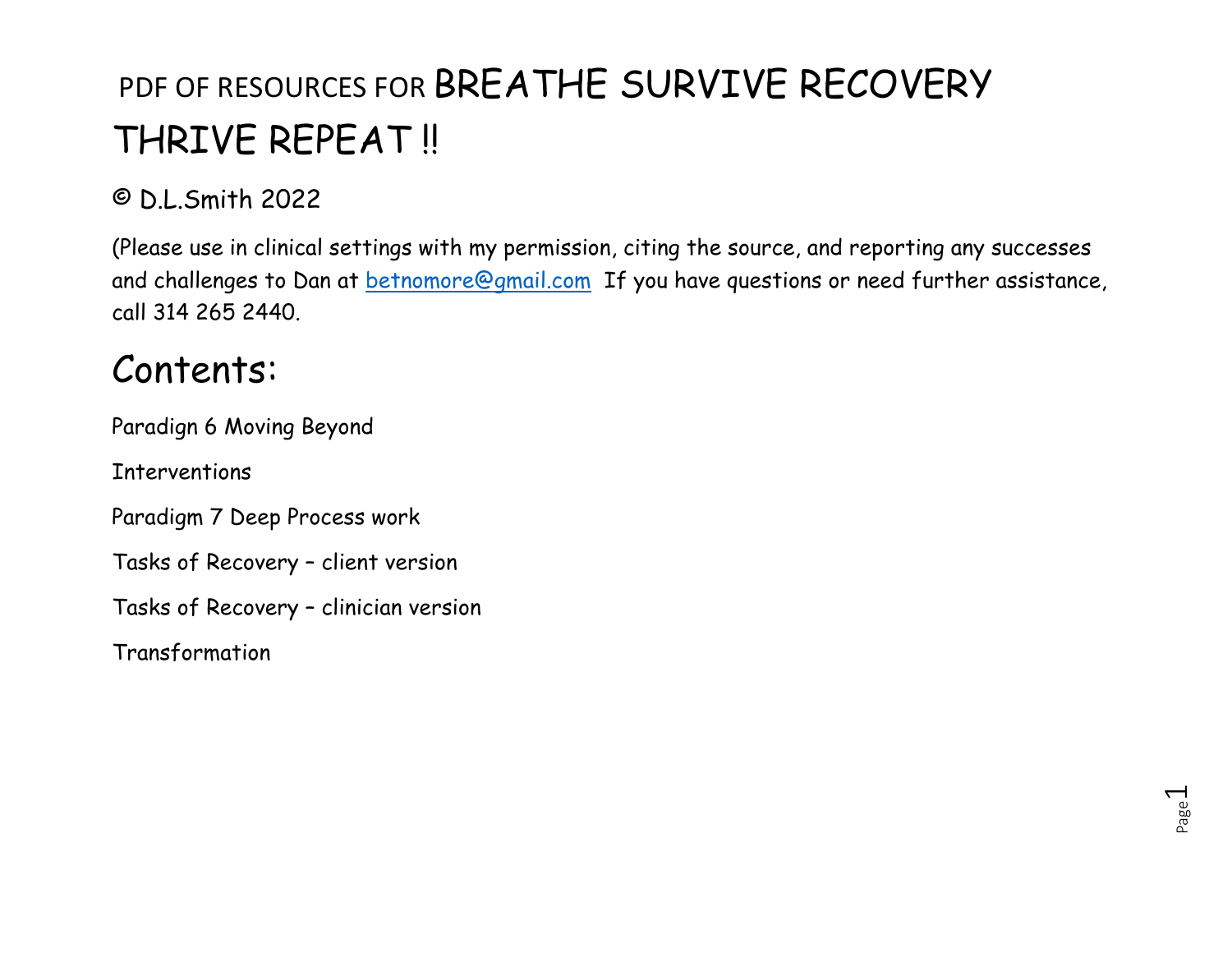# PDF OF RESOURCES FOR BREATHE SURVIVE RECOVERY THRIVE REPEAT !!

© D.L.Smith 2022

(Please use in clinical settings with my permission, citing the source, and reporting any successes and challenges to Dan at betnomore@gmail.com If you have questions or need further assistance, call 314 265 2440.

## Contents:

Paradign 6 Moving Beyond

Interventions

Paradigm 7 Deep Process work

Tasks of Recovery – client version

Tasks of Recovery – clinician version

Transformation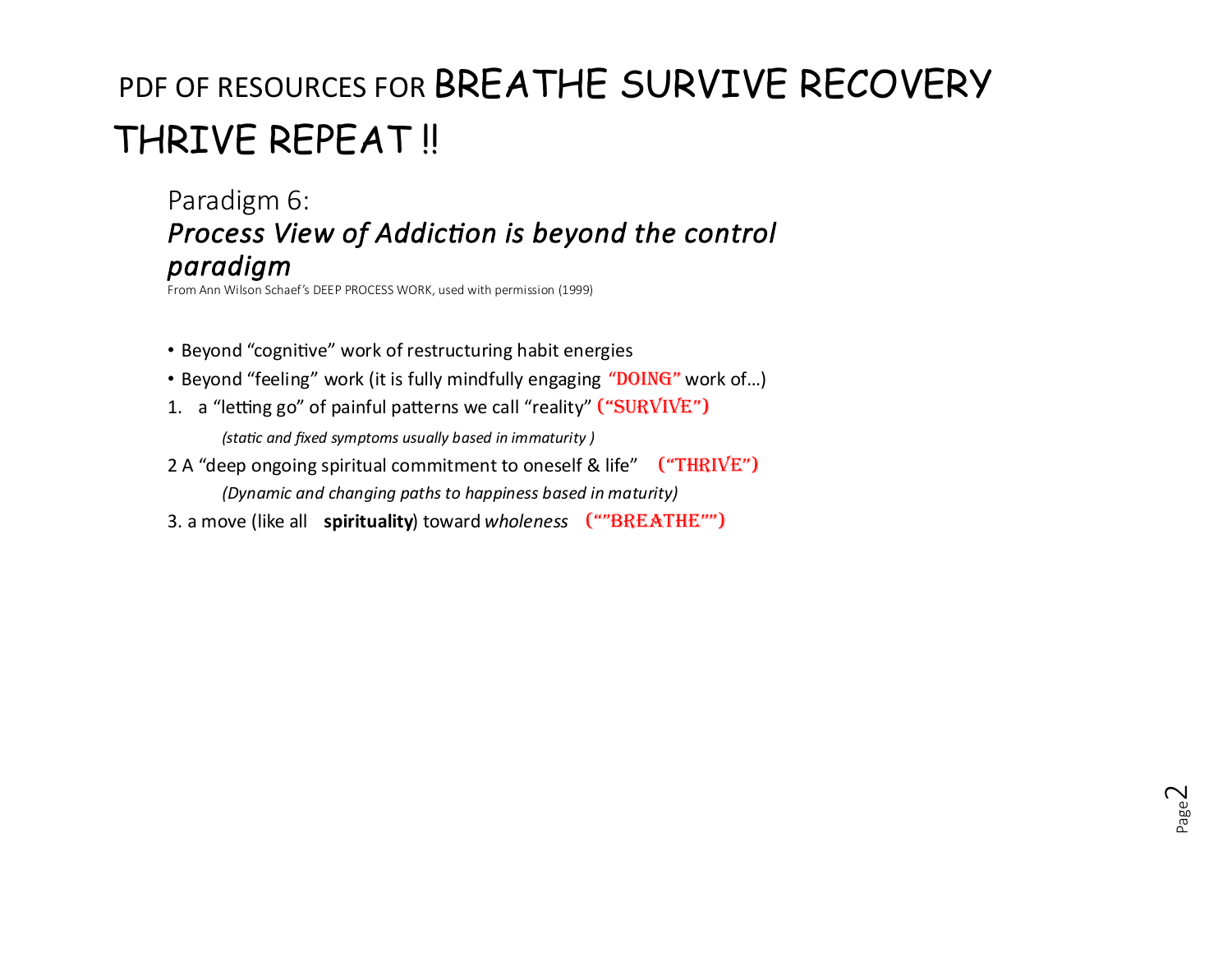# PDF OF RESOURCES FOR BREATHE SURVIVE RECOVERY THRIVE REPEAT !!

## Paradigm 6:

## *Process View of Addiction is beyond the control paradigm*

From Ann Wilson Schaef's DEEP PROCESS WORK, used with permission (1999)

- Beyond "cognitive" work of restructuring habit energies
- Beyond "feeling" work (it is fully mindfully engaging "DOING" work of…)

1. a "letting go" of painful patterns we call "reality" ("SURVIVE")

   *(static and fixed symptoms usually based in immaturity )*

2 A "deep ongoing spiritual commitment to oneself & life" ("THRIVE")

   *(Dynamic and changing paths to happiness based in maturity)*

3. a move (like all **spirituality**) toward *wholeness* ("”BREATHE”")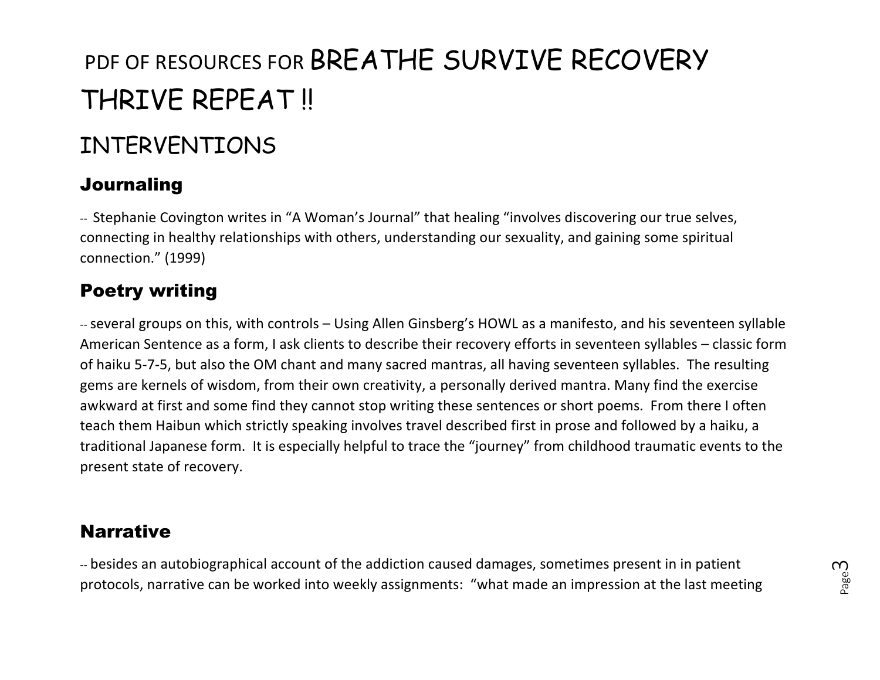# PDF OF RESOURCES FOR BREATHE SURVIVE RECOVERY THRIVE REPEAT !!

## INTERVENTIONS

### Journaling

-- Stephanie Covington writes in "A Woman's Journal" that healing "involves discovering our true selves, connecting in healthy relationships with others, understanding our sexuality, and gaining some spiritual connection." (1999)

### Poetry writing

-- several groups on this, with controls – Using Allen Ginsberg's HOWL as a manifesto, and his seventeen syllable American Sentence as a form, I ask clients to describe their recovery efforts in seventeen syllables – classic form of haiku 5-7-5, but also the OM chant and many sacred mantras, all having seventeen syllables. The resulting gems are kernels of wisdom, from their own creativity, a personally derived mantra. Many find the exercise awkward at first and some find they cannot stop writing these sentences or short poems. From there I often teach them Haibun which strictly speaking involves travel described first in prose and followed by a haiku, a traditional Japanese form. It is especially helpful to trace the "journey" from childhood traumatic events to the present state of recovery.

### Narrative

-- besides an autobiographical account of the addiction caused damages, sometimes present in in patient protocols, narrative can be worked into weekly assignments: "what made an impression at the last meeting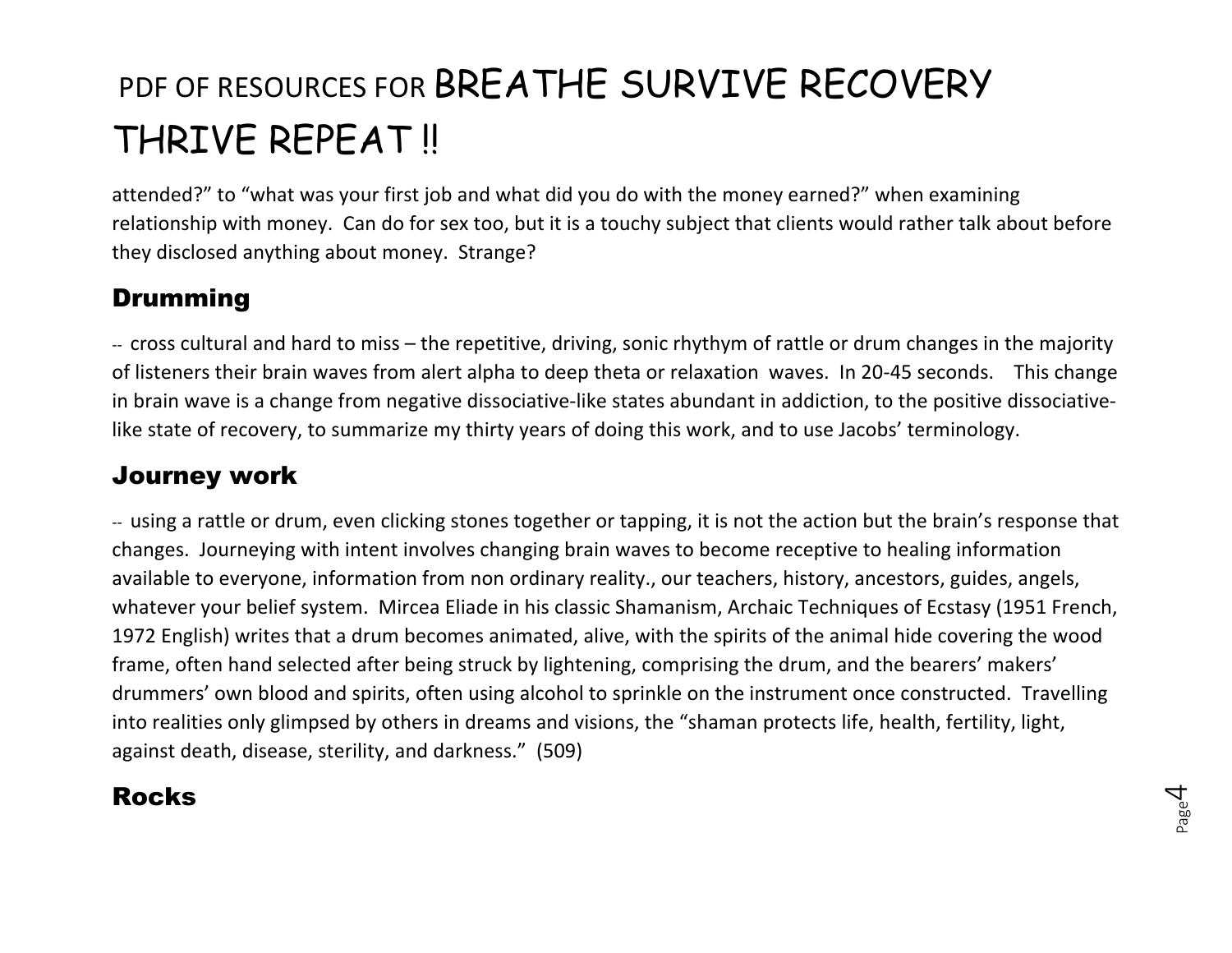attended?" to "what was your first job and what did you do with the money earned?" when examining relationship with money. Can do for sex too, but it is a touchy subject that clients would rather talk about before they disclosed anything about money. Strange?

## Drumming

-- cross cultural and hard to miss – the repetitive, driving, sonic rhythym of rattle or drum changes in the majority of listeners their brain waves from alert alpha to deep theta or relaxation waves. In 20-45 seconds. This change in brain wave is a change from negative dissociative-like states abundant in addiction, to the positive dissociative-like state of recovery, to summarize my thirty years of doing this work, and to use Jacobs' terminology.

## Journey work

-- using a rattle or drum, even clicking stones together or tapping, it is not the action but the brain's response that changes. Journeying with intent involves changing brain waves to become receptive to healing information available to everyone, information from non ordinary reality., our teachers, history, ancestors, guides, angels, whatever your belief system. Mircea Eliade in his classic Shamanism, Archaic Techniques of Ecstasy (1951 French, 1972 English) writes that a drum becomes animated, alive, with the spirits of the animal hide covering the wood frame, often hand selected after being struck by lightening, comprising the drum, and the bearers' makers' drummers' own blood and spirits, often using alcohol to sprinkle on the instrument once constructed. Travelling into realities only glimpsed by others in dreams and visions, the "shaman protects life, health, fertility, light, against death, disease, sterility, and darkness." (509)

## Rocks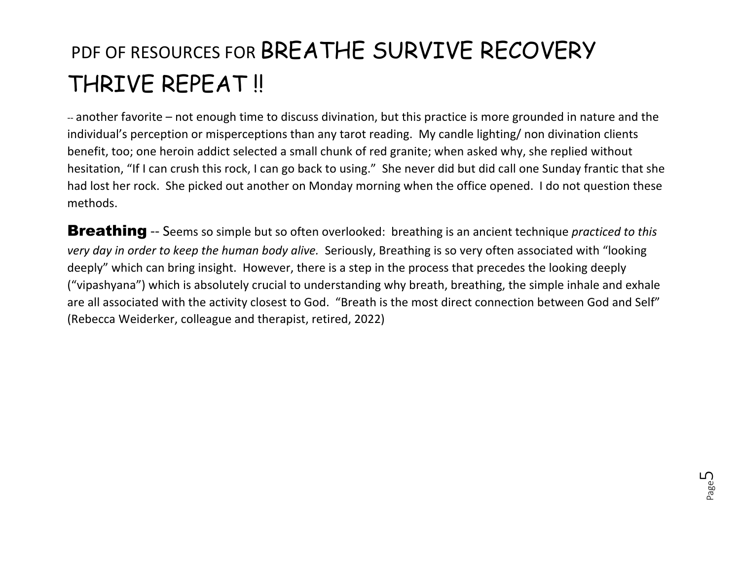# PDF OF RESOURCES FOR BREATHE SURVIVE RECOVERY THRIVE REPEAT !!

-- another favorite – not enough time to discuss divination, but this practice is more grounded in nature and the individual's perception or misperceptions than any tarot reading. My candle lighting/ non divination clients benefit, too; one heroin addict selected a small chunk of red granite; when asked why, she replied without hesitation, "If I can crush this rock, I can go back to using." She never did but did call one Sunday frantic that she had lost her rock. She picked out another on Monday morning when the office opened. I do not question these methods.

**Breathing** -- Seems so simple but so often overlooked: breathing is an ancient technique *practiced to this very day in order to keep the human body alive.* Seriously, Breathing is so very often associated with "looking deeply" which can bring insight. However, there is a step in the process that precedes the looking deeply ("vipashyana") which is absolutely crucial to understanding why breath, breathing, the simple inhale and exhale are all associated with the activity closest to God. "Breath is the most direct connection between God and Self" (Rebecca Weiderker, colleague and therapist, retired, 2022)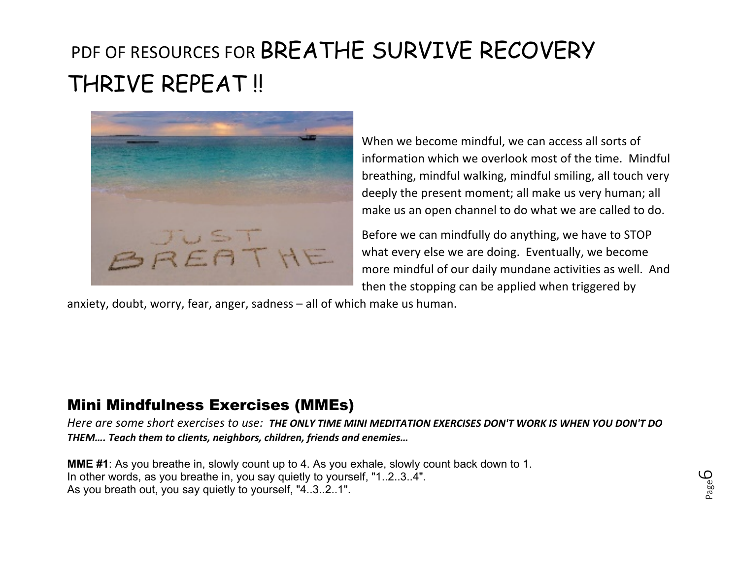# PDF OF RESOURCES FOR BREATHE SURVIVE RECOVERY THRIVE REPEAT !!

When we become mindful, we can access all sorts of information which we overlook most of the time. Mindful breathing, mindful walking, mindful smiling, all touch very deeply the present moment; all make us very human; all make us an open channel to do what we are called to do.

Before we can mindfully do anything, we have to STOP what every else we are doing. Eventually, we become more mindful of our daily mundane activities as well. And then the stopping can be applied when triggered by anxiety, doubt, worry, fear, anger, sadness – all of which make us human.

## Mini Mindfulness Exercises (MMEs)

*Here are some short exercises to use:* ***THE ONLY TIME MINI MEDITATION EXERCISES DON'T WORK IS WHEN YOU DON'T DO THEM…. Teach them to clients, neighbors, children, friends and enemies…***

**MME #1**: As you breathe in, slowly count up to 4. As you exhale, slowly count back down to 1.
In other words, as you breathe in, you say quietly to yourself, "1..2..3..4".
As you breath out, you say quietly to yourself, "4..3..2..1".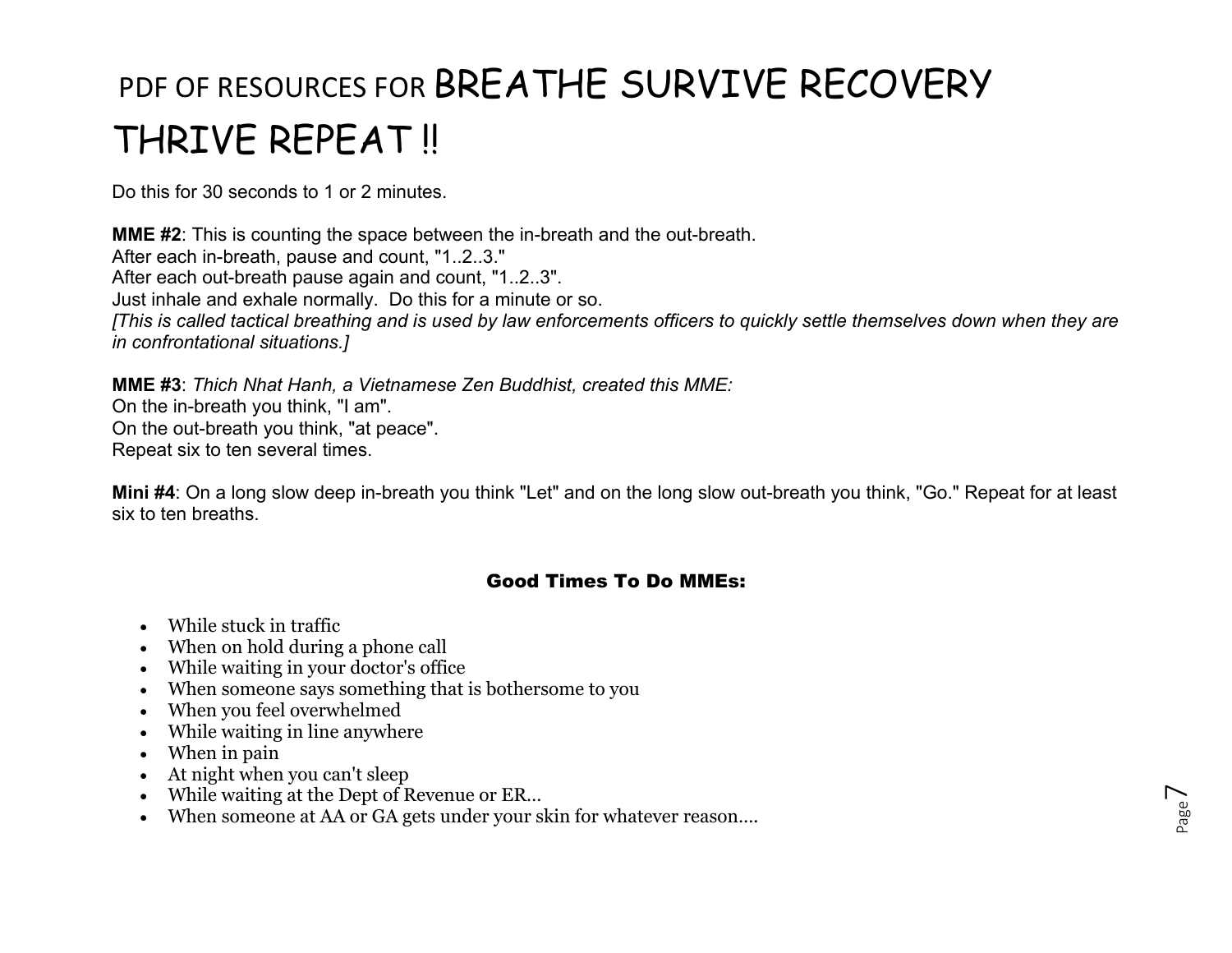# PDF OF RESOURCES FOR BREATHE SURVIVE RECOVERY THRIVE REPEAT !!

Do this for 30 seconds to 1 or 2 minutes.

**MME #2**: This is counting the space between the in-breath and the out-breath.
After each in-breath, pause and count, "1..2..3."
After each out-breath pause again and count, "1..2..3".
Just inhale and exhale normally.  Do this for a minute or so.
*[This is called tactical breathing and is used by law enforcements officers to quickly settle themselves down when they are in confrontational situations.]*

**MME #3**: *Thich Nhat Hanh, a Vietnamese Zen Buddhist, created this MME:*
On the in-breath you think, "I am".
On the out-breath you think, "at peace".
Repeat six to ten several times.

**Mini #4**: On a long slow deep in-breath you think "Let" and on the long slow out-breath you think, "Go." Repeat for at least six to ten breaths.

### Good Times To Do MMEs:

- While stuck in traffic
- When on hold during a phone call
- While waiting in your doctor's office
- When someone says something that is bothersome to you
- When you feel overwhelmed
- While waiting in line anywhere
- When in pain
- At night when you can't sleep
- While waiting at the Dept of Revenue or ER...
- When someone at AA or GA gets under your skin for whatever reason....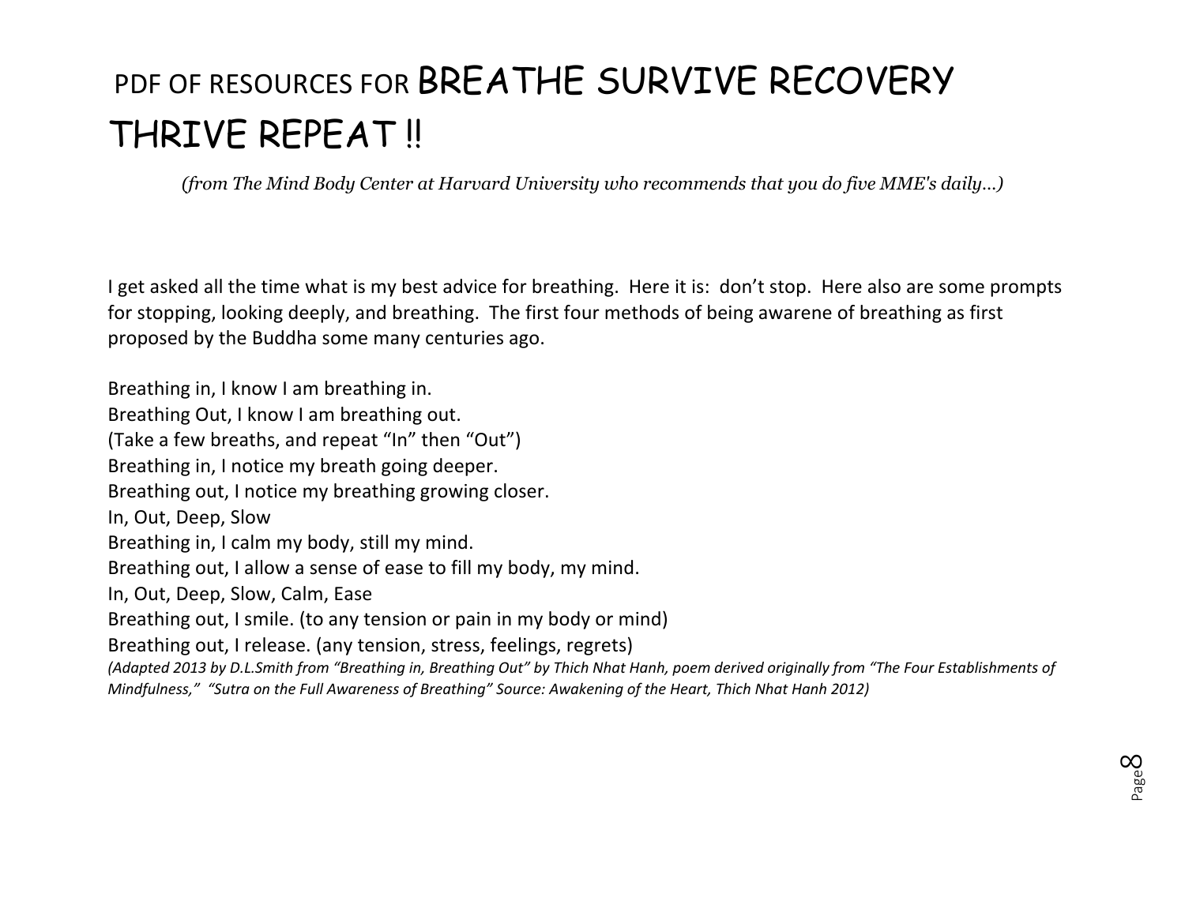# PDF OF RESOURCES FOR BREATHE SURVIVE RECOVERY THRIVE REPEAT !!

*(from The Mind Body Center at Harvard University who recommends that you do five MME's daily…)*

I get asked all the time what is my best advice for breathing. Here it is: don't stop. Here also are some prompts for stopping, looking deeply, and breathing. The first four methods of being awarene of breathing as first proposed by the Buddha some many centuries ago.

Breathing in, I know I am breathing in.
Breathing Out, I know I am breathing out.
(Take a few breaths, and repeat "In" then "Out")
Breathing in, I notice my breath going deeper.
Breathing out, I notice my breathing growing closer.
In, Out, Deep, Slow
Breathing in, I calm my body, still my mind.
Breathing out, I allow a sense of ease to fill my body, my mind.
In, Out, Deep, Slow, Calm, Ease
Breathing out, I smile. (to any tension or pain in my body or mind)
Breathing out, I release. (any tension, stress, feelings, regrets)
*(Adapted 2013 by D.L.Smith from "Breathing in, Breathing Out" by Thich Nhat Hanh, poem derived originally from "The Four Establishments of Mindfulness," "Sutra on the Full Awareness of Breathing" Source: Awakening of the Heart, Thich Nhat Hanh 2012)*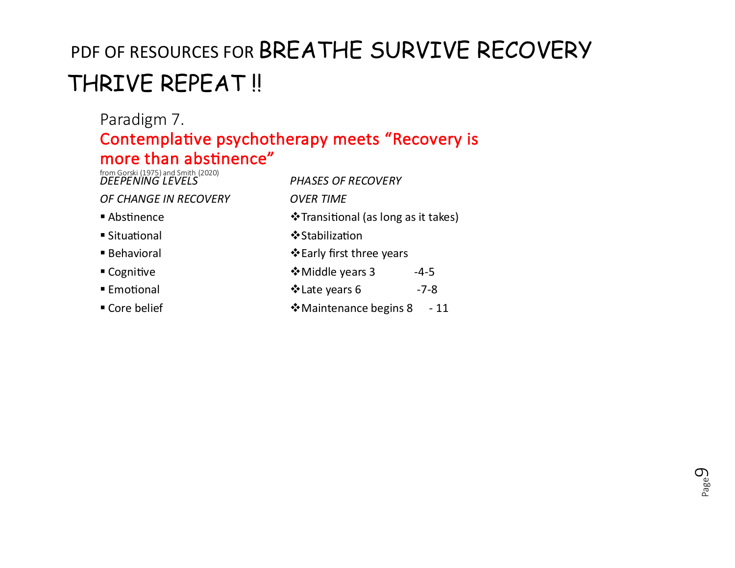# PDF OF RESOURCES FOR BREATHE SURVIVE RECOVERY THRIVE REPEAT !!

## Paradigm 7.

## Contemplative psychotherapy meets "Recovery is more than abstinence"

from Gorski (1975) and Smith (2020)

| *DEEPENING LEVELS OF CHANGE IN RECOVERY* | *PHASES OF RECOVERY OVER TIME* |
|---|---|
| ▪ Abstinence | ❖Transitional (as long as it takes) |
| ▪ Situational | ❖Stabilization |
| ▪ Behavioral | ❖Early first three years |
| ▪ Cognitive | ❖Middle years 3 -4-5 |
| ▪ Emotional | ❖Late years 6 -7-8 |
| ▪ Core belief | ❖Maintenance begins 8 - 11 |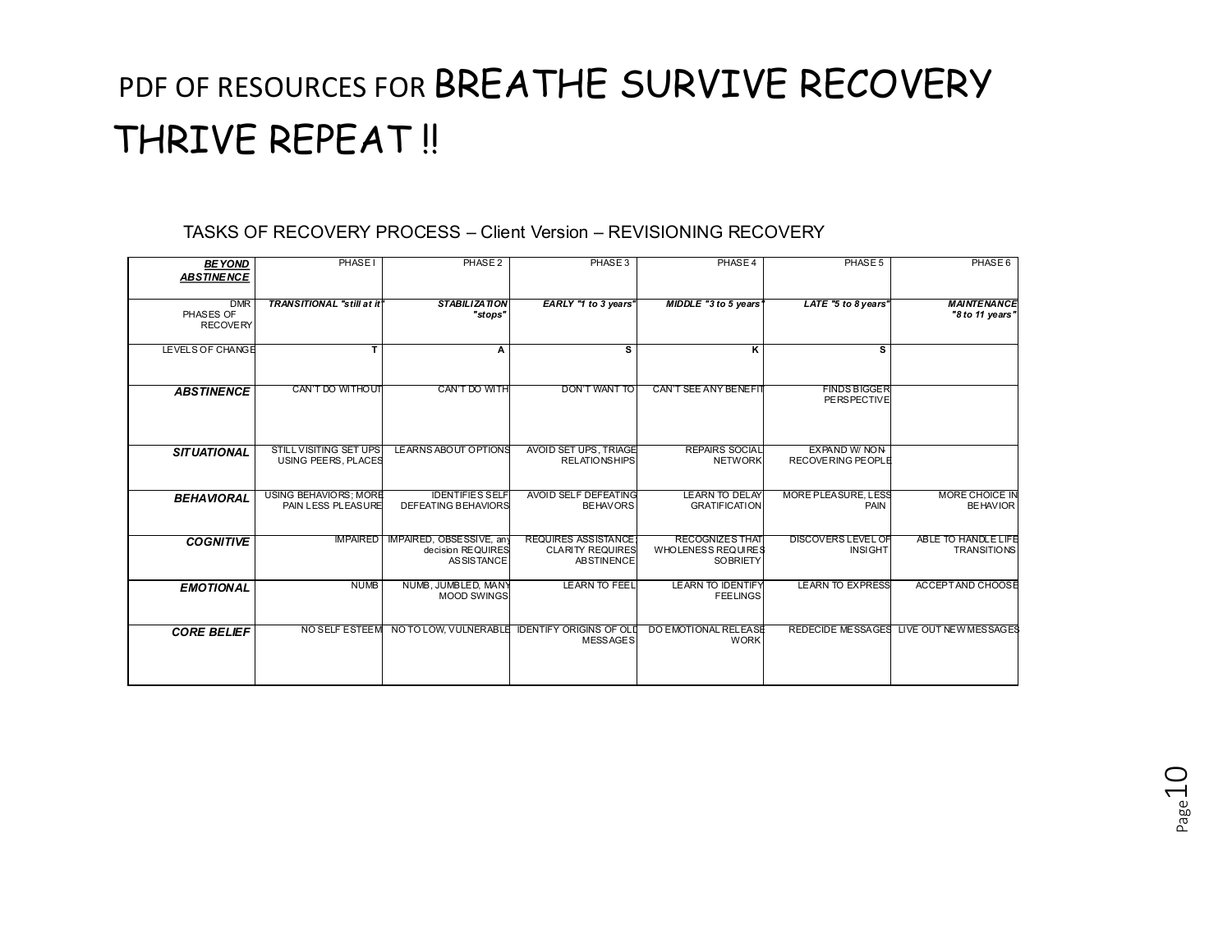# PDF OF RESOURCES FOR BREATHE SURVIVE RECOVERY THRIVE REPEAT !!

TASKS OF RECOVERY PROCESS – Client Version – REVISIONING RECOVERY

| ***BEYOND ABSTINENCE*** | PHASE I | PHASE 2 | PHASE 3 | PHASE 4 | PHASE 5 | PHASE 6 |
|---|---|---|---|---|---|---|
| DMR PHASES OF RECOVERY | ***TRANSITIONAL "still at it"*** | ***STABILIZATION "stops"*** | ***EARLY "1 to 3 years"*** | ***MIDDLE "3 to 5 years"*** | ***LATE "5 to 8 years"*** | ***MAINTENANCE "8 to 11 years"*** |
| LEVELS OF CHANGE | **T** | **A** | **S** | **K** | **S** | |
| ***ABSTINENCE*** | CAN'T DO WITHOUT | CAN'T DO WITH | DON'T WANT TO | CAN'T SEE ANY BENEFIT | FINDS BIGGER PERSPECTIVE | |
| ***SITUATIONAL*** | STILL VISITING SET UPS USING PEERS, PLACES | LEARNS ABOUT OPTIONS | AVOID SET UPS, TRIAGE RELATIONSHIPS | REPAIRS SOCIAL NETWORK | EXPAND W/ NON-RECOVERING PEOPLE | |
| ***BEHAVIORAL*** | USING BEHAVIORS; MORE PAIN LESS PLEASURE | IDENTIFIES SELF DEFEATING BEHAVIORS | AVOID SELF DEFEATING BEHAVORS | LEARN TO DELAY GRATIFICATION | MORE PLEASURE, LESS PAIN | MORE CHOICE IN BEHAVIOR |
| ***COGNITIVE*** | IMPAIRED | IMPAIRED, OBSESSIVE, any decision REQUIRES ASSISTANCE | REQUIRES ASSISTANCE; CLARITY REQUIRES ABSTINENCE | RECOGNIZES THAT WHOLENESS REQUIRES SOBRIETY | DISCOVERS LEVEL OF INSIGHT | ABLE TO HANDLE LIFE TRANSITIONS |
| ***EMOTIONAL*** | NUMB | NUMB, JUMBLED, MANY MOOD SWINGS | LEARN TO FEEL | LEARN TO IDENTIFY FEELINGS | LEARN TO EXPRESS | ACCEPT AND CHOOSE |
| ***CORE BELIEF*** | NO SELF ESTEEM | NO TO LOW, VULNERABLE | IDENTIFY ORIGINS OF OLD MESSAGES | DO EMOTIONAL RELEASE WORK | REDECIDE MESSAGES | LIVE OUT NEW MESSAGES |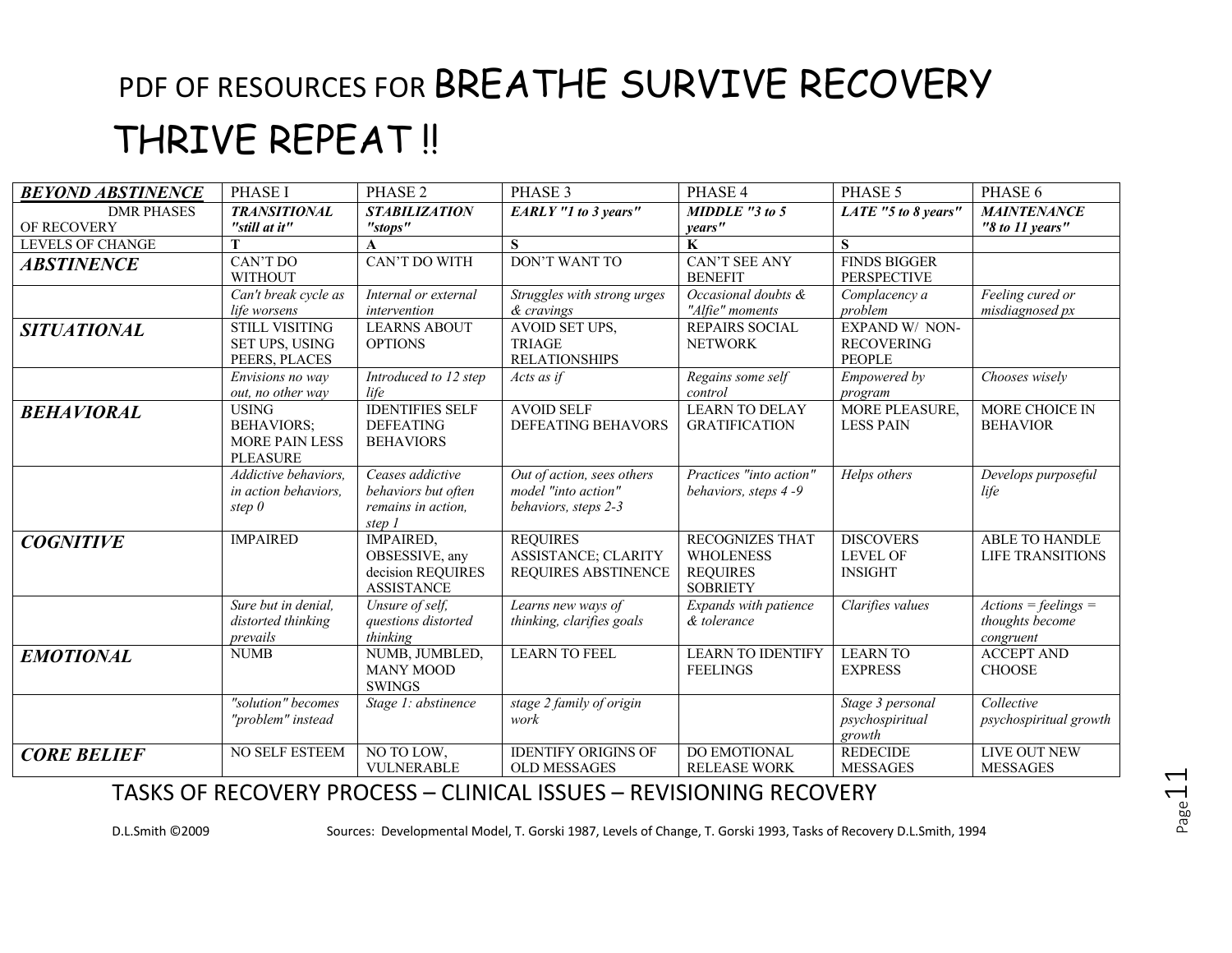# PDF OF RESOURCES FOR BREATHE SURVIVE RECOVERY THRIVE REPEAT !!

| ***BEYOND ABSTINENCE*** | PHASE I | PHASE 2 | PHASE 3 | PHASE 4 | PHASE 5 | PHASE 6 |
|---|---|---|---|---|---|---|
| DMR PHASES OF RECOVERY | ***TRANSITIONAL "still at it"*** | ***STABILIZATION "stops"*** | ***EARLY "1 to 3 years"*** | ***MIDDLE "3 to 5 years"*** | ***LATE "5 to 8 years"*** | ***MAINTENANCE "8 to 11 years"*** |
| LEVELS OF CHANGE | **T** | **A** | **S** | **K** | **S** | |
| ***ABSTINENCE*** | CAN'T DO WITHOUT | CAN'T DO WITH | DON'T WANT TO | CAN'T SEE ANY BENEFIT | FINDS BIGGER PERSPECTIVE | |
| | *Can't break cycle as life worsens* | *Internal or external intervention* | *Struggles with strong urges & cravings* | *Occasional doubts & "Alfie" moments* | *Complacency a problem* | *Feeling cured or misdiagnosed px* |
| ***SITUATIONAL*** | STILL VISITING SET UPS, USING PEERS, PLACES | LEARNS ABOUT OPTIONS | AVOID SET UPS, TRIAGE RELATIONSHIPS | REPAIRS SOCIAL NETWORK | EXPAND W/ NON-RECOVERING PEOPLE | |
| | *Envisions no way out, no other way* | *Introduced to 12 step life* | *Acts as if* | *Regains some self control* | *Empowered by program* | *Chooses wisely* |
| ***BEHAVIORAL*** | USING BEHAVIORS; MORE PAIN LESS PLEASURE | IDENTIFIES SELF DEFEATING BEHAVIORS | AVOID SELF DEFEATING BEHAVORS | LEARN TO DELAY GRATIFICATION | MORE PLEASURE, LESS PAIN | MORE CHOICE IN BEHAVIOR |
| | *Addictive behaviors, in action behaviors, step 0* | *Ceases addictive behaviors but often remains in action, step 1* | *Out of action, sees others model "into action" behaviors, steps 2-3* | *Practices "into action" behaviors, steps 4 -9* | *Helps others* | *Develops purposeful life* |
| ***COGNITIVE*** | IMPAIRED | IMPAIRED, OBSESSIVE, any decision REQUIRES ASSISTANCE | REQUIRES ASSISTANCE; CLARITY REQUIRES ABSTINENCE | RECOGNIZES THAT WHOLENESS REQUIRES SOBRIETY | DISCOVERS LEVEL OF INSIGHT | ABLE TO HANDLE LIFE TRANSITIONS |
| | *Sure but in denial, distorted thinking prevails* | *Unsure of self, questions distorted thinking* | *Learns new ways of thinking, clarifies goals* | *Expands with patience & tolerance* | *Clarifies values* | *Actions = feelings = thoughts become congruent* |
| ***EMOTIONAL*** | NUMB | NUMB, JUMBLED, MANY MOOD SWINGS | LEARN TO FEEL | LEARN TO IDENTIFY FEELINGS | LEARN TO EXPRESS | ACCEPT AND CHOOSE |
| | *"solution" becomes "problem" instead* | *Stage 1: abstinence* | *stage 2 family of origin work* | | *Stage 3 personal psychospiritual growth* | *Collective psychospiritual growth* |
| ***CORE BELIEF*** | NO SELF ESTEEM | NO TO LOW, VULNERABLE | IDENTIFY ORIGINS OF OLD MESSAGES | DO EMOTIONAL RELEASE WORK | REDECIDE MESSAGES | LIVE OUT NEW MESSAGES |

TASKS OF RECOVERY PROCESS – CLINICAL ISSUES – REVISIONING RECOVERY

D.L.Smith ©2009 Sources: Developmental Model, T. Gorski 1987, Levels of Change, T. Gorski 1993, Tasks of Recovery D.L.Smith, 1994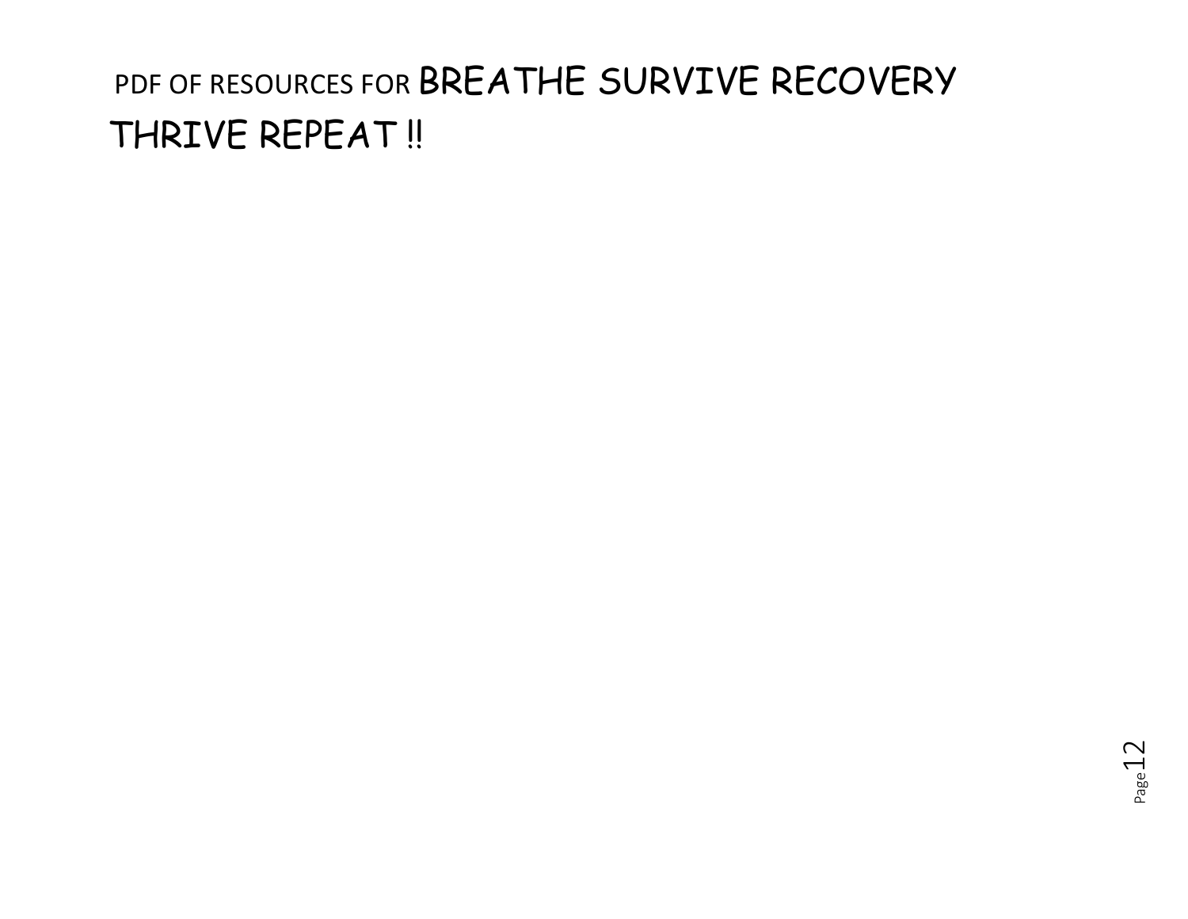PDF OF RESOURCES FOR BREATHE SURVIVE RECOVERY THRIVE REPEAT !!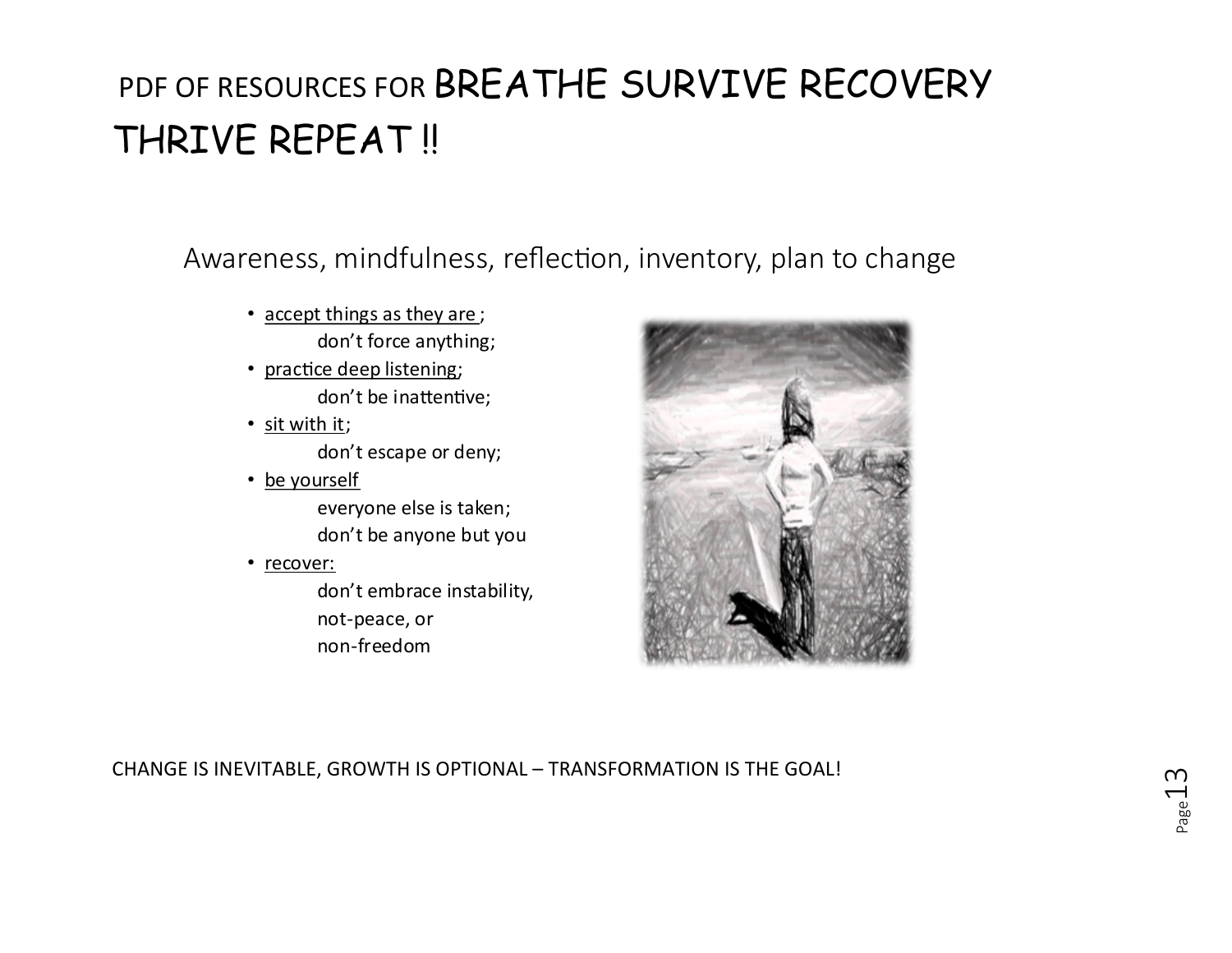# PDF OF RESOURCES FOR BREATHE SURVIVE RECOVERY THRIVE REPEAT !!

## Awareness, mindfulness, reflection, inventory, plan to change

- accept things as they are ;
  don't force anything;
- practice deep listening;
  don't be inattentive;
- sit with it;
  don't escape or deny;
- be yourself
  everyone else is taken;
  don't be anyone but you
- recover:
  don't embrace instability,
  not-peace, or
  non-freedom

CHANGE IS INEVITABLE, GROWTH IS OPTIONAL – TRANSFORMATION IS THE GOAL!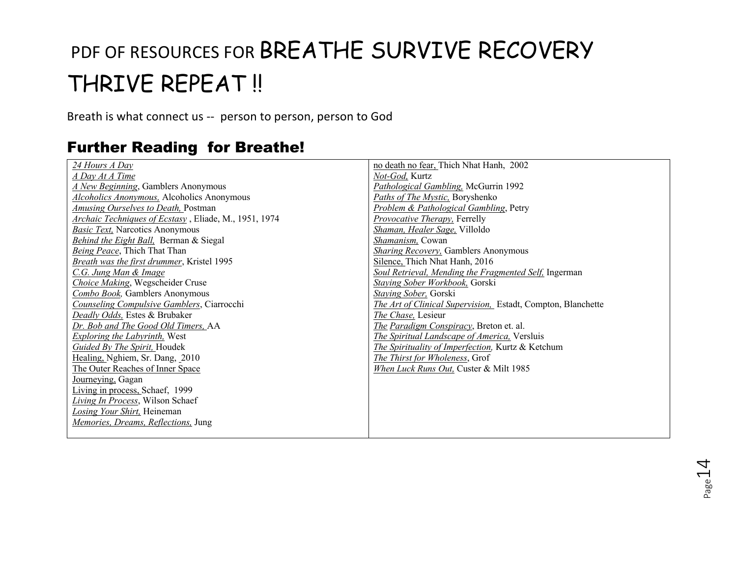# PDF OF RESOURCES FOR BREATHE SURVIVE RECOVERY THRIVE REPEAT !!

Breath is what connect us -- person to person, person to God

## Further Reading for Breathe!

| | |
|---|---|
| *24 Hours A Day* | no death no fear, Thich Nhat Hanh, 2002 |
| *A Day At A Time* | *Not-God,* Kurtz |
| *A New Beginning*, Gamblers Anonymous | *Pathological Gambling,* McGurrin 1992 |
| *Alcoholics Anonymous,* Alcoholics Anonymous | *Paths of The Mystic,* Boryshenko |
| *Amusing Ourselves to Death,* Postman | *Problem & Pathological Gambling*, Petry |
| *Archaic Techniques of Ecstasy* , Eliade, M., 1951, 1974 | *Provocative Therapy,* Ferrelly |
| *Basic Text,* Narcotics Anonymous | *Shaman, Healer Sage,* Villoldo |
| *Behind the Eight Ball,* Berman & Siegal | *Shamanism,* Cowan |
| *Being Peace*, Thich That Than | *Sharing Recovery,* Gamblers Anonymous |
| *Breath was the first drummer*, Kristel 1995 | Silence, Thich Nhat Hanh, 2016 |
| *C.G. Jung Man & Image* | *Soul Retrieval, Mending the Fragmented Self,* Ingerman |
| *Choice Making*, Wegscheider Cruse | *Staying Sober Workbook,* Gorski |
| *Combo Book,* Gamblers Anonymous | *Staying Sober,* Gorski |
| *Counseling Compulsive Gamblers*, Ciarrocchi | *The Art of Clinical Supervision,* Estadt, Compton, Blanchette |
| *Deadly Odds,* Estes & Brubaker | *The Chase,* Lesieur |
| *Dr. Bob and The Good Old Timers,* AA | *The Paradigm Conspiracy*, Breton et. al. |
| *Exploring the Labyrinth,* West | *The Spiritual Landscape of America,* Versluis |
| *Guided By The Spirit,* Houdek | *The Spirituality of Imperfection,* Kurtz & Ketchum |
| Healing, Nghiem, Sr. Dang, 2010 | *The Thirst for Wholeness*, Grof |
| The Outer Reaches of Inner Space | *When Luck Runs Out,* Custer & Milt 1985 |
| Journeying, Gagan | |
| Living in process, Schaef, 1999 | |
| *Living In Process*, Wilson Schaef | |
| *Losing Your Shirt,* Heineman | |
| *Memories, Dreams, Reflections,* Jung | |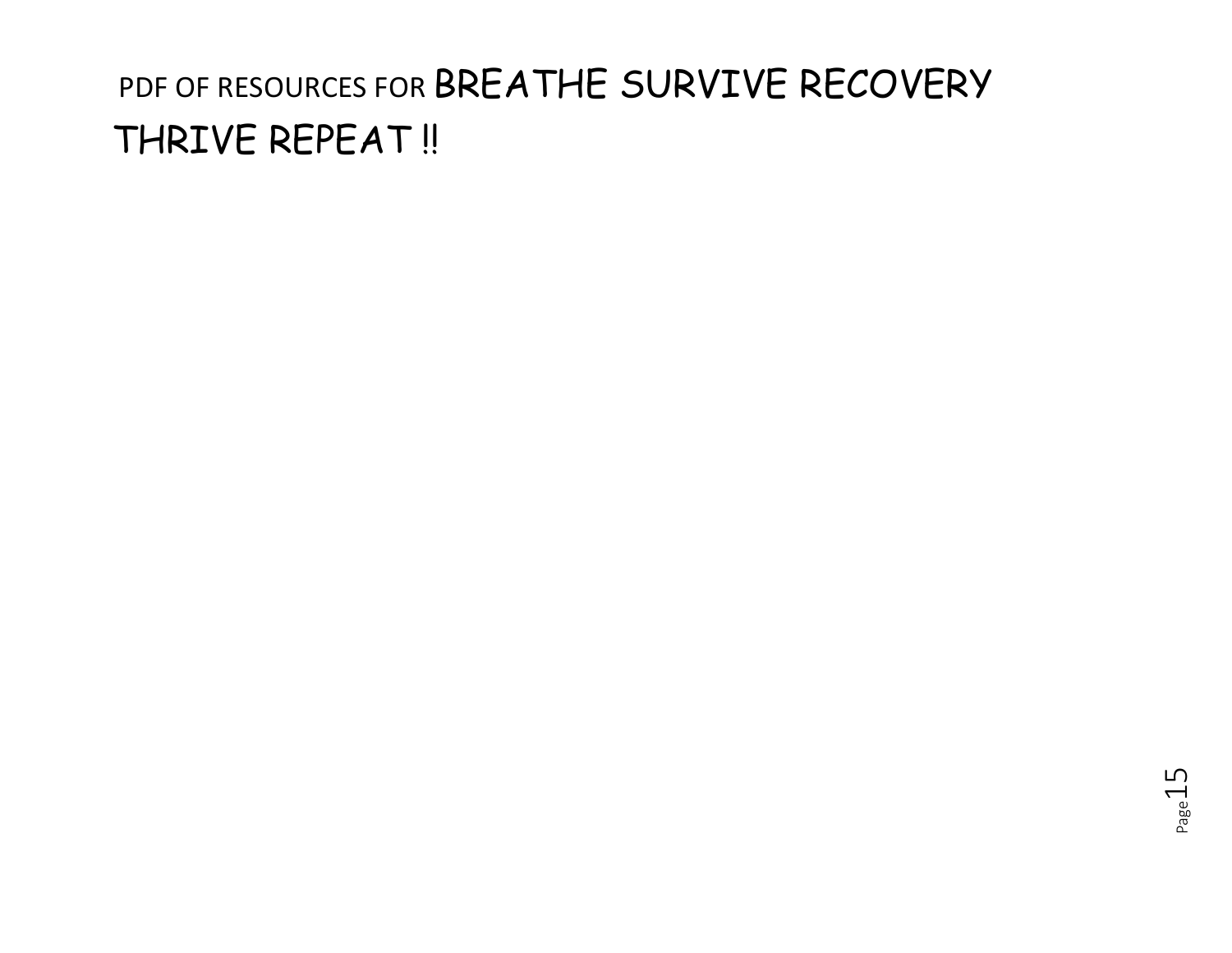PDF OF RESOURCES FOR BREATHE SURVIVE RECOVERY THRIVE REPEAT !!